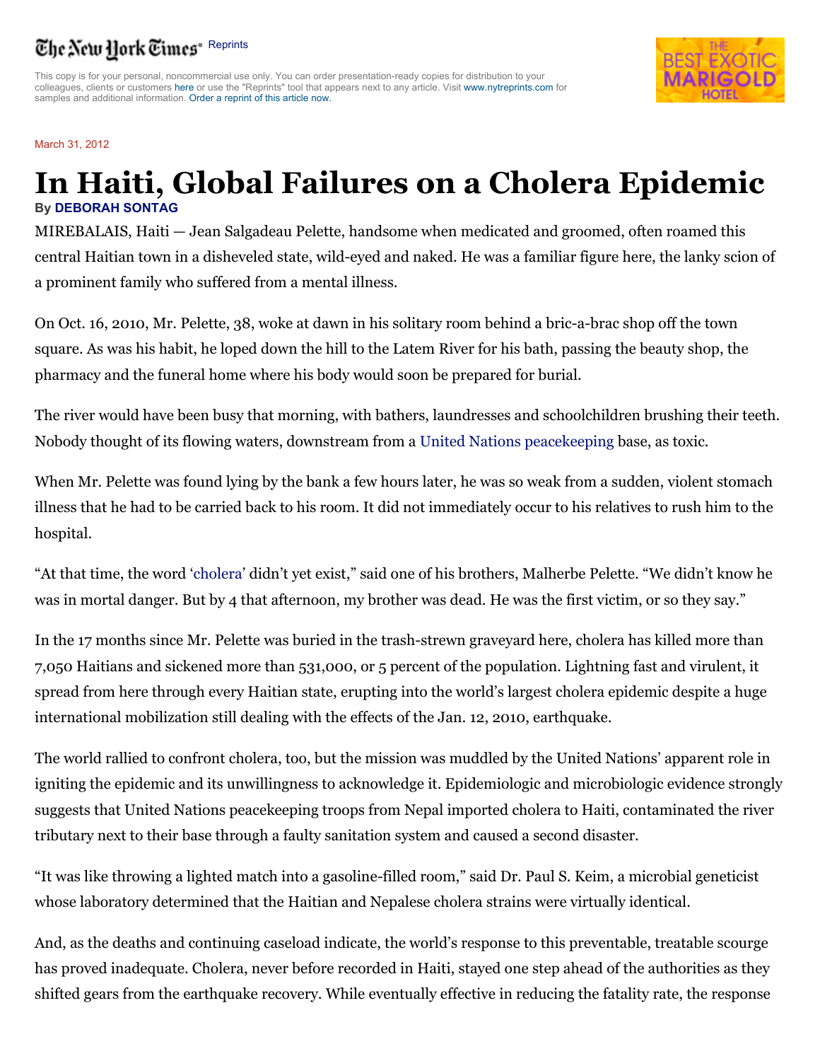This copy is for your personal, noncommercial use only. You can order presentation-ready copies for distribution to your colleagues, clients or customers here or use the "Reprints" tool that appears next to any article. Visit www.nytreprints.com for samples and additional information. Order a reprint of this article now.

March 31, 2012

# In Haiti, Global Failures on a Cholera Epidemic

By DEBORAH SONTAG

MIREBALAIS, Haiti — Jean Salgadeau Pelette, handsome when medicated and groomed, often roamed this central Haitian town in a disheveled state, wild-eyed and naked. He was a familiar figure here, the lanky scion of a prominent family who suffered from a mental illness.

On Oct. 16, 2010, Mr. Pelette, 38, woke at dawn in his solitary room behind a bric-a-brac shop off the town square. As was his habit, he loped down the hill to the Latem River for his bath, passing the beauty shop, the pharmacy and the funeral home where his body would soon be prepared for burial.

The river would have been busy that morning, with bathers, laundresses and schoolchildren brushing their teeth. Nobody thought of its flowing waters, downstream from a United Nations peacekeeping base, as toxic.

When Mr. Pelette was found lying by the bank a few hours later, he was so weak from a sudden, violent stomach illness that he had to be carried back to his room. It did not immediately occur to his relatives to rush him to the hospital.

"At that time, the word 'cholera' didn't yet exist," said one of his brothers, Malherbe Pelette. "We didn't know he was in mortal danger. But by 4 that afternoon, my brother was dead. He was the first victim, or so they say."

In the 17 months since Mr. Pelette was buried in the trash-strewn graveyard here, cholera has killed more than 7,050 Haitians and sickened more than 531,000, or 5 percent of the population. Lightning fast and virulent, it spread from here through every Haitian state, erupting into the world's largest cholera epidemic despite a huge international mobilization still dealing with the effects of the Jan. 12, 2010, earthquake.

The world rallied to confront cholera, too, but the mission was muddled by the United Nations' apparent role in igniting the epidemic and its unwillingness to acknowledge it. Epidemiologic and microbiologic evidence strongly suggests that United Nations peacekeeping troops from Nepal imported cholera to Haiti, contaminated the river tributary next to their base through a faulty sanitation system and caused a second disaster.

"It was like throwing a lighted match into a gasoline-filled room," said Dr. Paul S. Keim, a microbial geneticist whose laboratory determined that the Haitian and Nepalese cholera strains were virtually identical.

And, as the deaths and continuing caseload indicate, the world's response to this preventable, treatable scourge has proved inadequate. Cholera, never before recorded in Haiti, stayed one step ahead of the authorities as they shifted gears from the earthquake recovery. While eventually effective in reducing the fatality rate, the response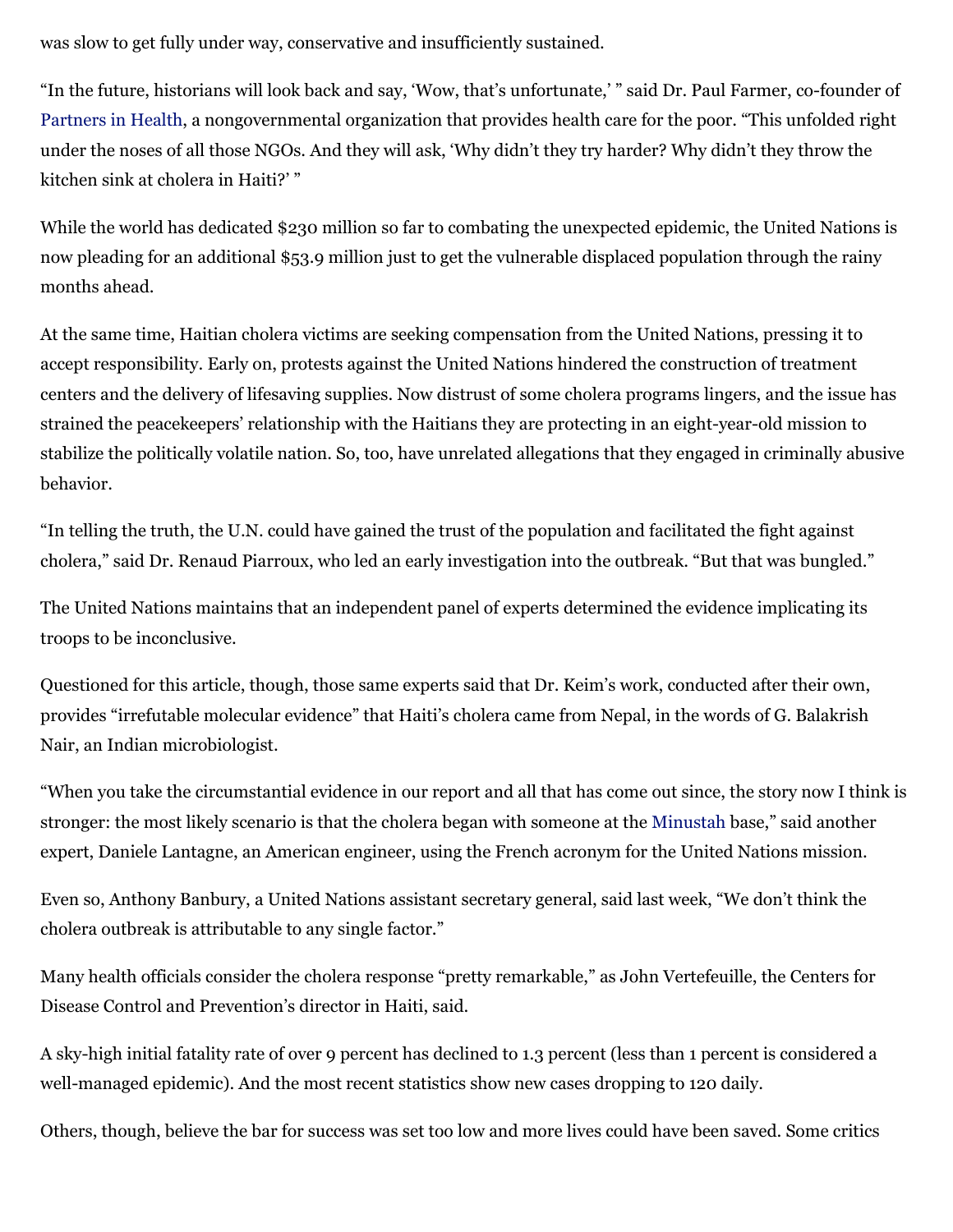was slow to get fully under way, conservative and insufficiently sustained.

"In the future, historians will look back and say, 'Wow, that's unfortunate,' " said Dr. Paul Farmer, co-founder of Partners in Health, a nongovernmental organization that provides health care for the poor. "This unfolded right under the noses of all those NGOs. And they will ask, 'Why didn't they try harder? Why didn't they throw the kitchen sink at cholera in Haiti?' "

While the world has dedicated $230 million so far to combating the unexpected epidemic, the United Nations is now pleading for an additional $53.9 million just to get the vulnerable displaced population through the rainy months ahead.

At the same time, Haitian cholera victims are seeking compensation from the United Nations, pressing it to accept responsibility. Early on, protests against the United Nations hindered the construction of treatment centers and the delivery of lifesaving supplies. Now distrust of some cholera programs lingers, and the issue has strained the peacekeepers' relationship with the Haitians they are protecting in an eight-year-old mission to stabilize the politically volatile nation. So, too, have unrelated allegations that they engaged in criminally abusive behavior.

"In telling the truth, the U.N. could have gained the trust of the population and facilitated the fight against cholera," said Dr. Renaud Piarroux, who led an early investigation into the outbreak. "But that was bungled."

The United Nations maintains that an independent panel of experts determined the evidence implicating its troops to be inconclusive.

Questioned for this article, though, those same experts said that Dr. Keim's work, conducted after their own, provides "irrefutable molecular evidence" that Haiti's cholera came from Nepal, in the words of G. Balakrish Nair, an Indian microbiologist.

"When you take the circumstantial evidence in our report and all that has come out since, the story now I think is stronger: the most likely scenario is that the cholera began with someone at the Minustah base," said another expert, Daniele Lantagne, an American engineer, using the French acronym for the United Nations mission.

Even so, Anthony Banbury, a United Nations assistant secretary general, said last week, "We don't think the cholera outbreak is attributable to any single factor."

Many health officials consider the cholera response "pretty remarkable," as John Vertefeuille, the Centers for Disease Control and Prevention's director in Haiti, said.

A sky-high initial fatality rate of over 9 percent has declined to 1.3 percent (less than 1 percent is considered a well-managed epidemic). And the most recent statistics show new cases dropping to 120 daily.

Others, though, believe the bar for success was set too low and more lives could have been saved. Some critics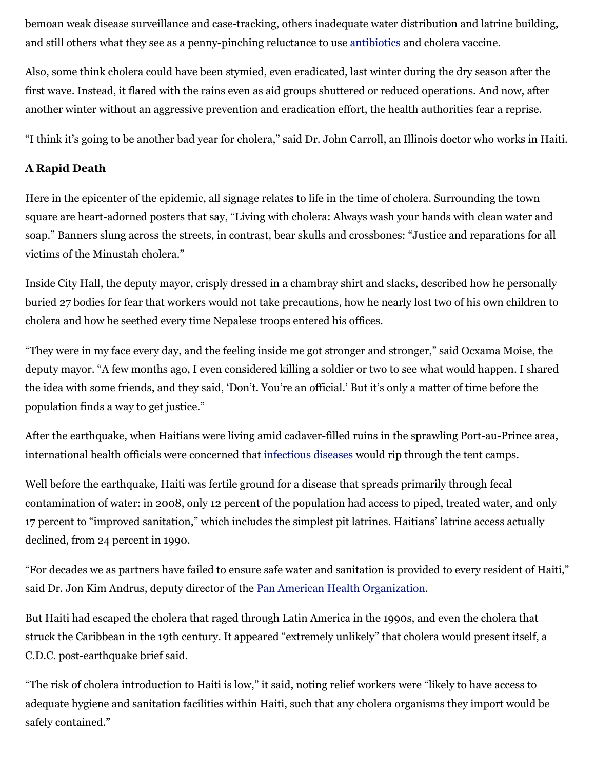bemoan weak disease surveillance and case-tracking, others inadequate water distribution and latrine building, and still others what they see as a penny-pinching reluctance to use antibiotics and cholera vaccine.

Also, some think cholera could have been stymied, even eradicated, last winter during the dry season after the first wave. Instead, it flared with the rains even as aid groups shuttered or reduced operations. And now, after another winter without an aggressive prevention and eradication effort, the health authorities fear a reprise.

"I think it's going to be another bad year for cholera," said Dr. John Carroll, an Illinois doctor who works in Haiti.

**A Rapid Death**

Here in the epicenter of the epidemic, all signage relates to life in the time of cholera. Surrounding the town square are heart-adorned posters that say, "Living with cholera: Always wash your hands with clean water and soap." Banners slung across the streets, in contrast, bear skulls and crossbones: "Justice and reparations for all victims of the Minustah cholera."

Inside City Hall, the deputy mayor, crisply dressed in a chambray shirt and slacks, described how he personally buried 27 bodies for fear that workers would not take precautions, how he nearly lost two of his own children to cholera and how he seethed every time Nepalese troops entered his offices.

"They were in my face every day, and the feeling inside me got stronger and stronger," said Ocxama Moise, the deputy mayor. "A few months ago, I even considered killing a soldier or two to see what would happen. I shared the idea with some friends, and they said, 'Don't. You're an official.' But it's only a matter of time before the population finds a way to get justice."

After the earthquake, when Haitians were living amid cadaver-filled ruins in the sprawling Port-au-Prince area, international health officials were concerned that infectious diseases would rip through the tent camps.

Well before the earthquake, Haiti was fertile ground for a disease that spreads primarily through fecal contamination of water: in 2008, only 12 percent of the population had access to piped, treated water, and only 17 percent to "improved sanitation," which includes the simplest pit latrines. Haitians' latrine access actually declined, from 24 percent in 1990.

"For decades we as partners have failed to ensure safe water and sanitation is provided to every resident of Haiti," said Dr. Jon Kim Andrus, deputy director of the Pan American Health Organization.

But Haiti had escaped the cholera that raged through Latin America in the 1990s, and even the cholera that struck the Caribbean in the 19th century. It appeared "extremely unlikely" that cholera would present itself, a C.D.C. post-earthquake brief said.

"The risk of cholera introduction to Haiti is low," it said, noting relief workers were "likely to have access to adequate hygiene and sanitation facilities within Haiti, such that any cholera organisms they import would be safely contained."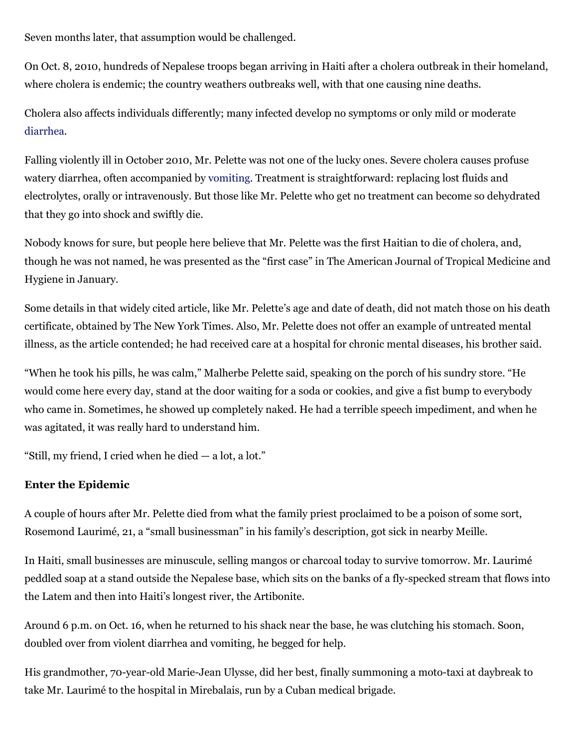Seven months later, that assumption would be challenged.

On Oct. 8, 2010, hundreds of Nepalese troops began arriving in Haiti after a cholera outbreak in their homeland, where cholera is endemic; the country weathers outbreaks well, with that one causing nine deaths.

Cholera also affects individuals differently; many infected develop no symptoms or only mild or moderate diarrhea.

Falling violently ill in October 2010, Mr. Pelette was not one of the lucky ones. Severe cholera causes profuse watery diarrhea, often accompanied by vomiting. Treatment is straightforward: replacing lost fluids and electrolytes, orally or intravenously. But those like Mr. Pelette who get no treatment can become so dehydrated that they go into shock and swiftly die.

Nobody knows for sure, but people here believe that Mr. Pelette was the first Haitian to die of cholera, and, though he was not named, he was presented as the "first case" in The American Journal of Tropical Medicine and Hygiene in January.

Some details in that widely cited article, like Mr. Pelette's age and date of death, did not match those on his death certificate, obtained by The New York Times. Also, Mr. Pelette does not offer an example of untreated mental illness, as the article contended; he had received care at a hospital for chronic mental diseases, his brother said.

"When he took his pills, he was calm," Malherbe Pelette said, speaking on the porch of his sundry store. "He would come here every day, stand at the door waiting for a soda or cookies, and give a fist bump to everybody who came in. Sometimes, he showed up completely naked. He had a terrible speech impediment, and when he was agitated, it was really hard to understand him.

"Still, my friend, I cried when he died — a lot, a lot."

**Enter the Epidemic**

A couple of hours after Mr. Pelette died from what the family priest proclaimed to be a poison of some sort, Rosemond Laurimé, 21, a "small businessman" in his family's description, got sick in nearby Meille.

In Haiti, small businesses are minuscule, selling mangos or charcoal today to survive tomorrow. Mr. Laurimé peddled soap at a stand outside the Nepalese base, which sits on the banks of a fly-specked stream that flows into the Latem and then into Haiti's longest river, the Artibonite.

Around 6 p.m. on Oct. 16, when he returned to his shack near the base, he was clutching his stomach. Soon, doubled over from violent diarrhea and vomiting, he begged for help.

His grandmother, 70-year-old Marie-Jean Ulysse, did her best, finally summoning a moto-taxi at daybreak to take Mr. Laurimé to the hospital in Mirebalais, run by a Cuban medical brigade.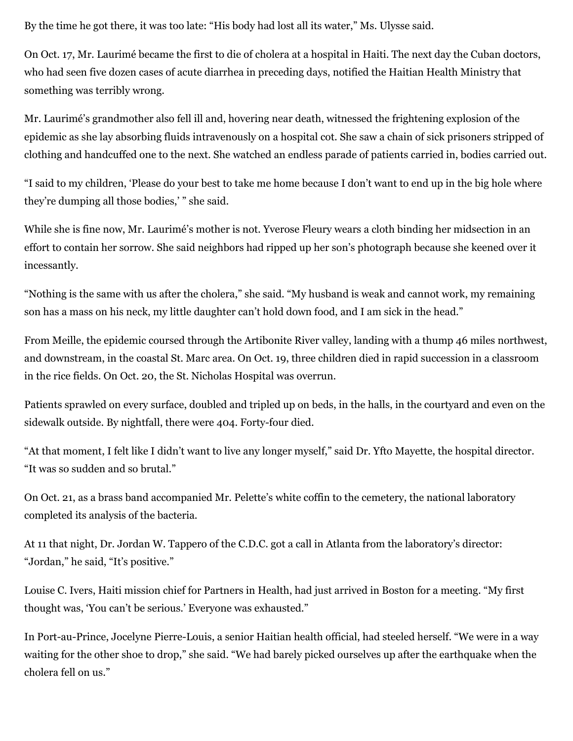By the time he got there, it was too late: "His body had lost all its water," Ms. Ulysse said.

On Oct. 17, Mr. Laurimé became the first to die of cholera at a hospital in Haiti. The next day the Cuban doctors, who had seen five dozen cases of acute diarrhea in preceding days, notified the Haitian Health Ministry that something was terribly wrong.

Mr. Laurimé's grandmother also fell ill and, hovering near death, witnessed the frightening explosion of the epidemic as she lay absorbing fluids intravenously on a hospital cot. She saw a chain of sick prisoners stripped of clothing and handcuffed one to the next. She watched an endless parade of patients carried in, bodies carried out.

"I said to my children, 'Please do your best to take me home because I don't want to end up in the big hole where they're dumping all those bodies,' " she said.

While she is fine now, Mr. Laurimé's mother is not. Yverose Fleury wears a cloth binding her midsection in an effort to contain her sorrow. She said neighbors had ripped up her son's photograph because she keened over it incessantly.

"Nothing is the same with us after the cholera," she said. "My husband is weak and cannot work, my remaining son has a mass on his neck, my little daughter can't hold down food, and I am sick in the head."

From Meille, the epidemic coursed through the Artibonite River valley, landing with a thump 46 miles northwest, and downstream, in the coastal St. Marc area. On Oct. 19, three children died in rapid succession in a classroom in the rice fields. On Oct. 20, the St. Nicholas Hospital was overrun.

Patients sprawled on every surface, doubled and tripled up on beds, in the halls, in the courtyard and even on the sidewalk outside. By nightfall, there were 404. Forty-four died.

"At that moment, I felt like I didn't want to live any longer myself," said Dr. Yfto Mayette, the hospital director. "It was so sudden and so brutal."

On Oct. 21, as a brass band accompanied Mr. Pelette's white coffin to the cemetery, the national laboratory completed its analysis of the bacteria.

At 11 that night, Dr. Jordan W. Tappero of the C.D.C. got a call in Atlanta from the laboratory's director: "Jordan," he said, "It's positive."

Louise C. Ivers, Haiti mission chief for Partners in Health, had just arrived in Boston for a meeting. "My first thought was, 'You can't be serious.' Everyone was exhausted."

In Port-au-Prince, Jocelyne Pierre-Louis, a senior Haitian health official, had steeled herself. "We were in a way waiting for the other shoe to drop," she said. "We had barely picked ourselves up after the earthquake when the cholera fell on us."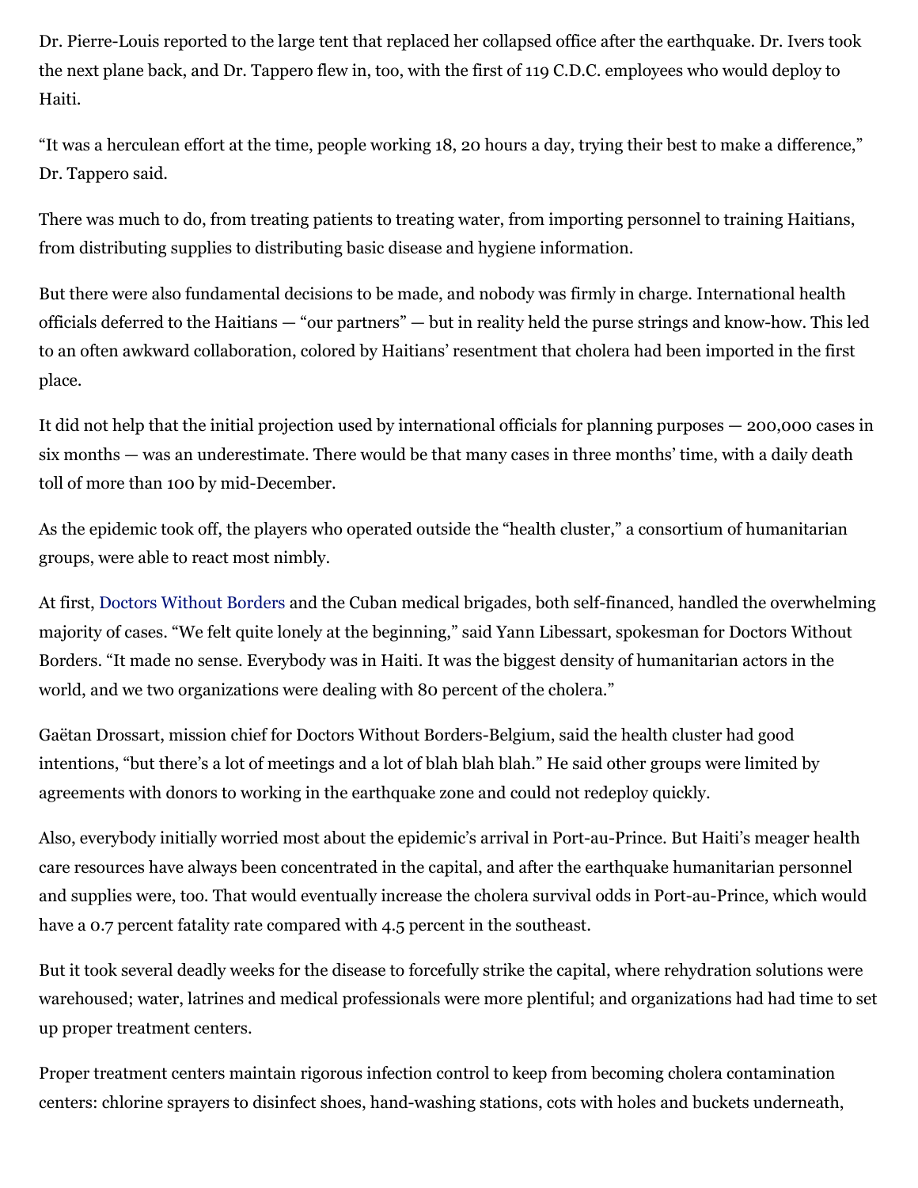Dr. Pierre-Louis reported to the large tent that replaced her collapsed office after the earthquake. Dr. Ivers took the next plane back, and Dr. Tappero flew in, too, with the first of 119 C.D.C. employees who would deploy to Haiti.

“It was a herculean effort at the time, people working 18, 20 hours a day, trying their best to make a difference,” Dr. Tappero said.

There was much to do, from treating patients to treating water, from importing personnel to training Haitians, from distributing supplies to distributing basic disease and hygiene information.

But there were also fundamental decisions to be made, and nobody was firmly in charge. International health officials deferred to the Haitians — “our partners” — but in reality held the purse strings and know-how. This led to an often awkward collaboration, colored by Haitians’ resentment that cholera had been imported in the first place.

It did not help that the initial projection used by international officials for planning purposes — 200,000 cases in six months — was an underestimate. There would be that many cases in three months’ time, with a daily death toll of more than 100 by mid-December.

As the epidemic took off, the players who operated outside the “health cluster,” a consortium of humanitarian groups, were able to react most nimbly.

At first, Doctors Without Borders and the Cuban medical brigades, both self-financed, handled the overwhelming majority of cases. “We felt quite lonely at the beginning,” said Yann Libessart, spokesman for Doctors Without Borders. “It made no sense. Everybody was in Haiti. It was the biggest density of humanitarian actors in the world, and we two organizations were dealing with 80 percent of the cholera.”

Gaëtan Drossart, mission chief for Doctors Without Borders-Belgium, said the health cluster had good intentions, “but there’s a lot of meetings and a lot of blah blah blah.” He said other groups were limited by agreements with donors to working in the earthquake zone and could not redeploy quickly.

Also, everybody initially worried most about the epidemic’s arrival in Port-au-Prince. But Haiti’s meager health care resources have always been concentrated in the capital, and after the earthquake humanitarian personnel and supplies were, too. That would eventually increase the cholera survival odds in Port-au-Prince, which would have a 0.7 percent fatality rate compared with 4.5 percent in the southeast.

But it took several deadly weeks for the disease to forcefully strike the capital, where rehydration solutions were warehoused; water, latrines and medical professionals were more plentiful; and organizations had had time to set up proper treatment centers.

Proper treatment centers maintain rigorous infection control to keep from becoming cholera contamination centers: chlorine sprayers to disinfect shoes, hand-washing stations, cots with holes and buckets underneath,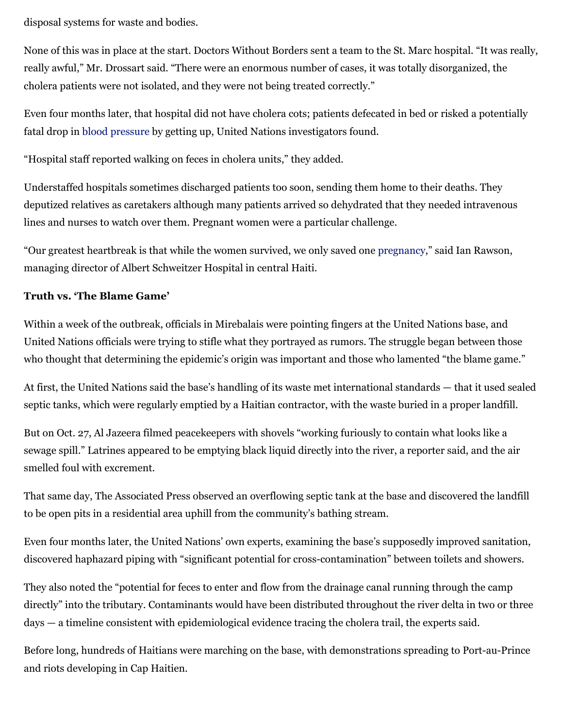disposal systems for waste and bodies.

None of this was in place at the start. Doctors Without Borders sent a team to the St. Marc hospital. “It was really, really awful,” Mr. Drossart said. “There were an enormous number of cases, it was totally disorganized, the cholera patients were not isolated, and they were not being treated correctly.”

Even four months later, that hospital did not have cholera cots; patients defecated in bed or risked a potentially fatal drop in blood pressure by getting up, United Nations investigators found.

“Hospital staff reported walking on feces in cholera units,” they added.

Understaffed hospitals sometimes discharged patients too soon, sending them home to their deaths. They deputized relatives as caretakers although many patients arrived so dehydrated that they needed intravenous lines and nurses to watch over them. Pregnant women were a particular challenge.

“Our greatest heartbreak is that while the women survived, we only saved one pregnancy,” said Ian Rawson, managing director of Albert Schweitzer Hospital in central Haiti.

**Truth vs. ‘The Blame Game’**

Within a week of the outbreak, officials in Mirebalais were pointing fingers at the United Nations base, and United Nations officials were trying to stifle what they portrayed as rumors. The struggle began between those who thought that determining the epidemic’s origin was important and those who lamented “the blame game.”

At first, the United Nations said the base’s handling of its waste met international standards — that it used sealed septic tanks, which were regularly emptied by a Haitian contractor, with the waste buried in a proper landfill.

But on Oct. 27, Al Jazeera filmed peacekeepers with shovels “working furiously to contain what looks like a sewage spill.” Latrines appeared to be emptying black liquid directly into the river, a reporter said, and the air smelled foul with excrement.

That same day, The Associated Press observed an overflowing septic tank at the base and discovered the landfill to be open pits in a residential area uphill from the community’s bathing stream.

Even four months later, the United Nations’ own experts, examining the base’s supposedly improved sanitation, discovered haphazard piping with “significant potential for cross-contamination” between toilets and showers.

They also noted the “potential for feces to enter and flow from the drainage canal running through the camp directly” into the tributary. Contaminants would have been distributed throughout the river delta in two or three days — a timeline consistent with epidemiological evidence tracing the cholera trail, the experts said.

Before long, hundreds of Haitians were marching on the base, with demonstrations spreading to Port-au-Prince and riots developing in Cap Haitien.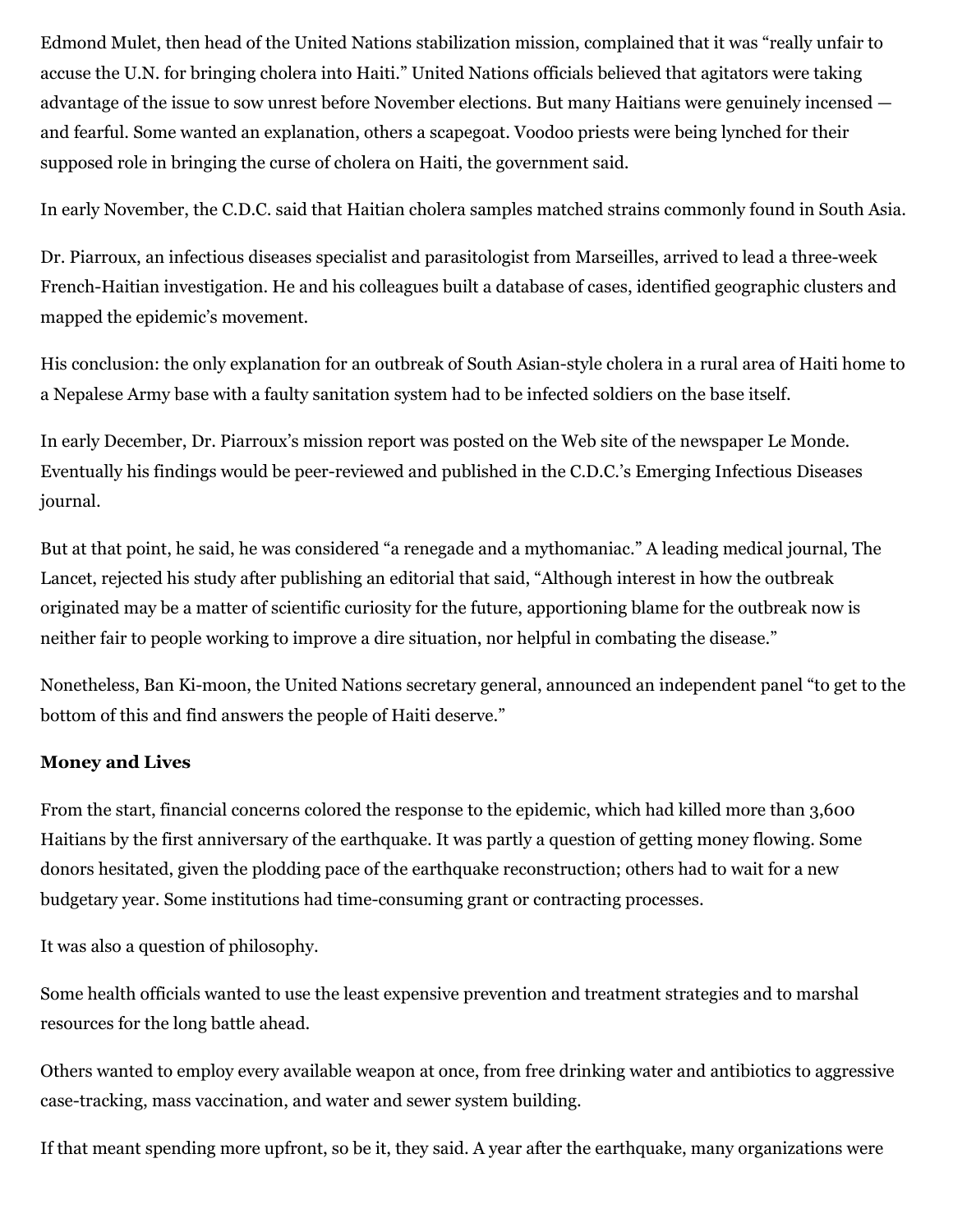Edmond Mulet, then head of the United Nations stabilization mission, complained that it was “really unfair to accuse the U.N. for bringing cholera into Haiti.” United Nations officials believed that agitators were taking advantage of the issue to sow unrest before November elections. But many Haitians were genuinely incensed — and fearful. Some wanted an explanation, others a scapegoat. Voodoo priests were being lynched for their supposed role in bringing the curse of cholera on Haiti, the government said.

In early November, the C.D.C. said that Haitian cholera samples matched strains commonly found in South Asia.

Dr. Piarroux, an infectious diseases specialist and parasitologist from Marseilles, arrived to lead a three-week French-Haitian investigation. He and his colleagues built a database of cases, identified geographic clusters and mapped the epidemic’s movement.

His conclusion: the only explanation for an outbreak of South Asian-style cholera in a rural area of Haiti home to a Nepalese Army base with a faulty sanitation system had to be infected soldiers on the base itself.

In early December, Dr. Piarroux’s mission report was posted on the Web site of the newspaper Le Monde. Eventually his findings would be peer-reviewed and published in the C.D.C.’s Emerging Infectious Diseases journal.

But at that point, he said, he was considered “a renegade and a mythomaniac.” A leading medical journal, The Lancet, rejected his study after publishing an editorial that said, “Although interest in how the outbreak originated may be a matter of scientific curiosity for the future, apportioning blame for the outbreak now is neither fair to people working to improve a dire situation, nor helpful in combating the disease.”

Nonetheless, Ban Ki-moon, the United Nations secretary general, announced an independent panel “to get to the bottom of this and find answers the people of Haiti deserve.”

**Money and Lives**

From the start, financial concerns colored the response to the epidemic, which had killed more than 3,600 Haitians by the first anniversary of the earthquake. It was partly a question of getting money flowing. Some donors hesitated, given the plodding pace of the earthquake reconstruction; others had to wait for a new budgetary year. Some institutions had time-consuming grant or contracting processes.

It was also a question of philosophy.

Some health officials wanted to use the least expensive prevention and treatment strategies and to marshal resources for the long battle ahead.

Others wanted to employ every available weapon at once, from free drinking water and antibiotics to aggressive case-tracking, mass vaccination, and water and sewer system building.

If that meant spending more upfront, so be it, they said. A year after the earthquake, many organizations were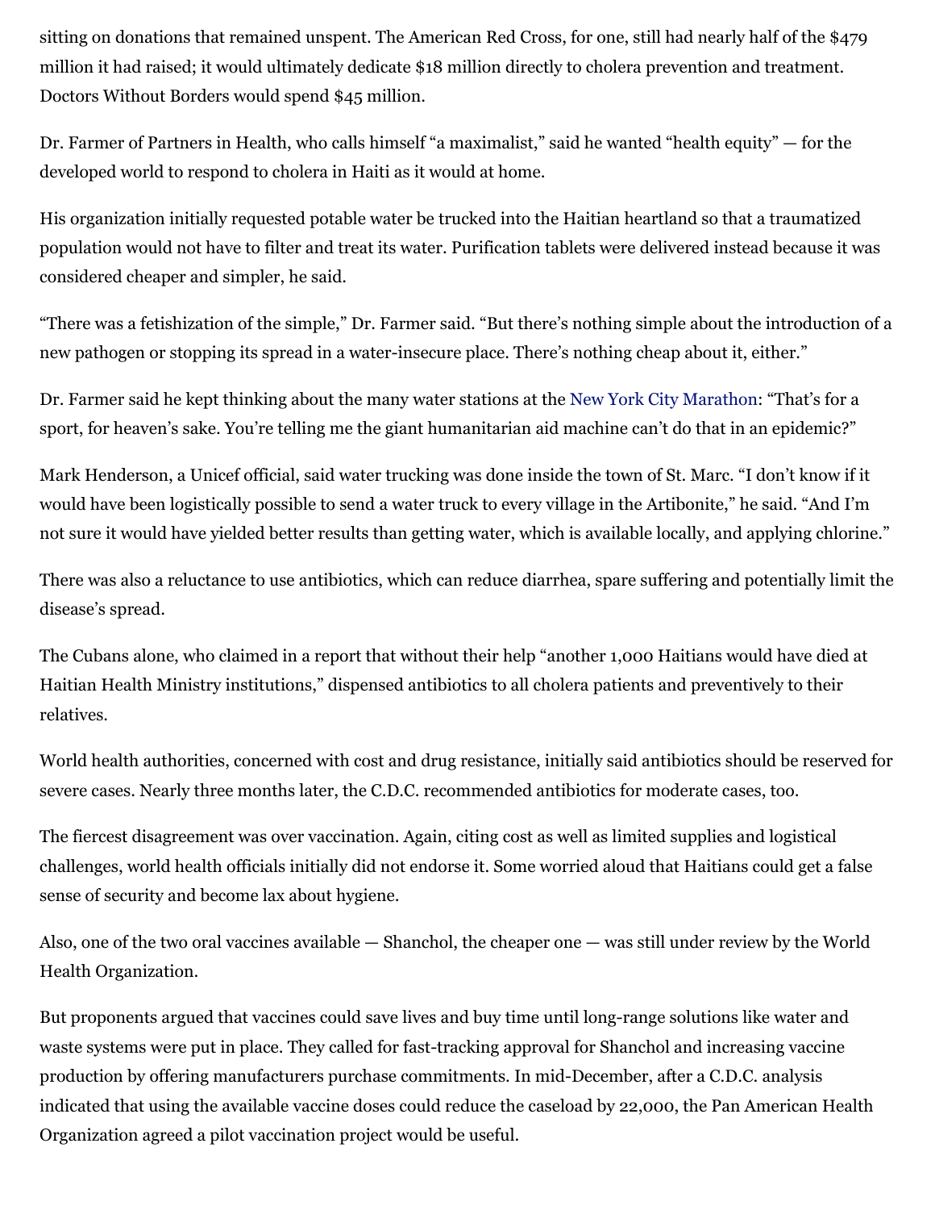sitting on donations that remained unspent. The American Red Cross, for one, still had nearly half of the $479 million it had raised; it would ultimately dedicate $18 million directly to cholera prevention and treatment. Doctors Without Borders would spend $45 million.

Dr. Farmer of Partners in Health, who calls himself "a maximalist," said he wanted "health equity" — for the developed world to respond to cholera in Haiti as it would at home.

His organization initially requested potable water be trucked into the Haitian heartland so that a traumatized population would not have to filter and treat its water. Purification tablets were delivered instead because it was considered cheaper and simpler, he said.

"There was a fetishization of the simple," Dr. Farmer said. "But there's nothing simple about the introduction of a new pathogen or stopping its spread in a water-insecure place. There's nothing cheap about it, either."

Dr. Farmer said he kept thinking about the many water stations at the New York City Marathon: "That's for a sport, for heaven's sake. You're telling me the giant humanitarian aid machine can't do that in an epidemic?"

Mark Henderson, a Unicef official, said water trucking was done inside the town of St. Marc. "I don't know if it would have been logistically possible to send a water truck to every village in the Artibonite," he said. "And I'm not sure it would have yielded better results than getting water, which is available locally, and applying chlorine."

There was also a reluctance to use antibiotics, which can reduce diarrhea, spare suffering and potentially limit the disease's spread.

The Cubans alone, who claimed in a report that without their help "another 1,000 Haitians would have died at Haitian Health Ministry institutions," dispensed antibiotics to all cholera patients and preventively to their relatives.

World health authorities, concerned with cost and drug resistance, initially said antibiotics should be reserved for severe cases. Nearly three months later, the C.D.C. recommended antibiotics for moderate cases, too.

The fiercest disagreement was over vaccination. Again, citing cost as well as limited supplies and logistical challenges, world health officials initially did not endorse it. Some worried aloud that Haitians could get a false sense of security and become lax about hygiene.

Also, one of the two oral vaccines available — Shanchol, the cheaper one — was still under review by the World Health Organization.

But proponents argued that vaccines could save lives and buy time until long-range solutions like water and waste systems were put in place. They called for fast-tracking approval for Shanchol and increasing vaccine production by offering manufacturers purchase commitments. In mid-December, after a C.D.C. analysis indicated that using the available vaccine doses could reduce the caseload by 22,000, the Pan American Health Organization agreed a pilot vaccination project would be useful.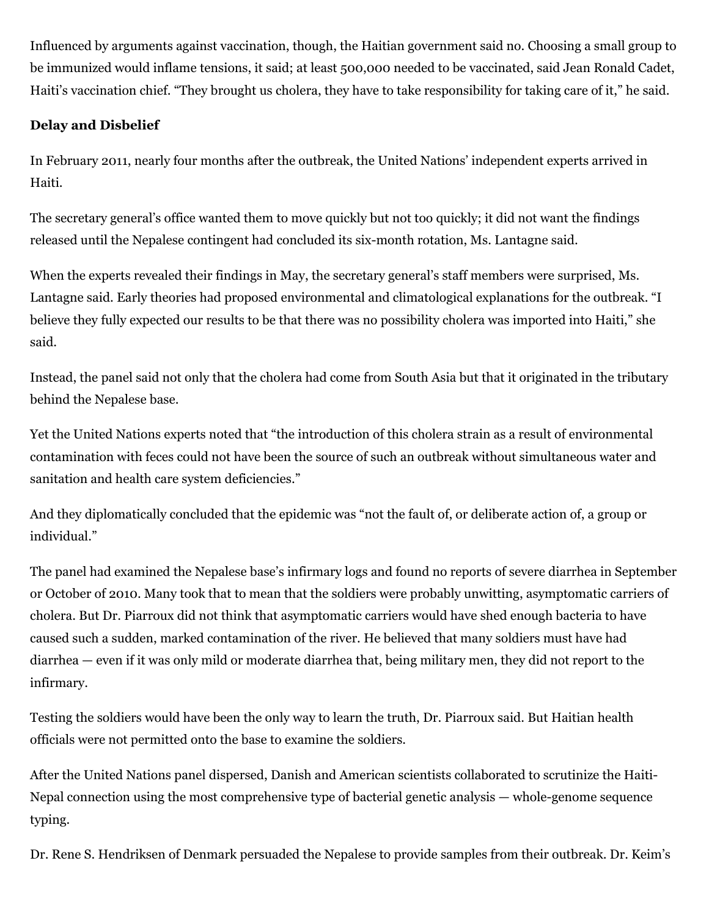Influenced by arguments against vaccination, though, the Haitian government said no. Choosing a small group to be immunized would inflame tensions, it said; at least 500,000 needed to be vaccinated, said Jean Ronald Cadet, Haiti's vaccination chief. "They brought us cholera, they have to take responsibility for taking care of it," he said.

**Delay and Disbelief**

In February 2011, nearly four months after the outbreak, the United Nations' independent experts arrived in Haiti.

The secretary general's office wanted them to move quickly but not too quickly; it did not want the findings released until the Nepalese contingent had concluded its six-month rotation, Ms. Lantagne said.

When the experts revealed their findings in May, the secretary general's staff members were surprised, Ms. Lantagne said. Early theories had proposed environmental and climatological explanations for the outbreak. "I believe they fully expected our results to be that there was no possibility cholera was imported into Haiti," she said.

Instead, the panel said not only that the cholera had come from South Asia but that it originated in the tributary behind the Nepalese base.

Yet the United Nations experts noted that "the introduction of this cholera strain as a result of environmental contamination with feces could not have been the source of such an outbreak without simultaneous water and sanitation and health care system deficiencies."

And they diplomatically concluded that the epidemic was "not the fault of, or deliberate action of, a group or individual."

The panel had examined the Nepalese base's infirmary logs and found no reports of severe diarrhea in September or October of 2010. Many took that to mean that the soldiers were probably unwitting, asymptomatic carriers of cholera. But Dr. Piarroux did not think that asymptomatic carriers would have shed enough bacteria to have caused such a sudden, marked contamination of the river. He believed that many soldiers must have had diarrhea — even if it was only mild or moderate diarrhea that, being military men, they did not report to the infirmary.

Testing the soldiers would have been the only way to learn the truth, Dr. Piarroux said. But Haitian health officials were not permitted onto the base to examine the soldiers.

After the United Nations panel dispersed, Danish and American scientists collaborated to scrutinize the Haiti-Nepal connection using the most comprehensive type of bacterial genetic analysis — whole-genome sequence typing.

Dr. Rene S. Hendriksen of Denmark persuaded the Nepalese to provide samples from their outbreak. Dr. Keim's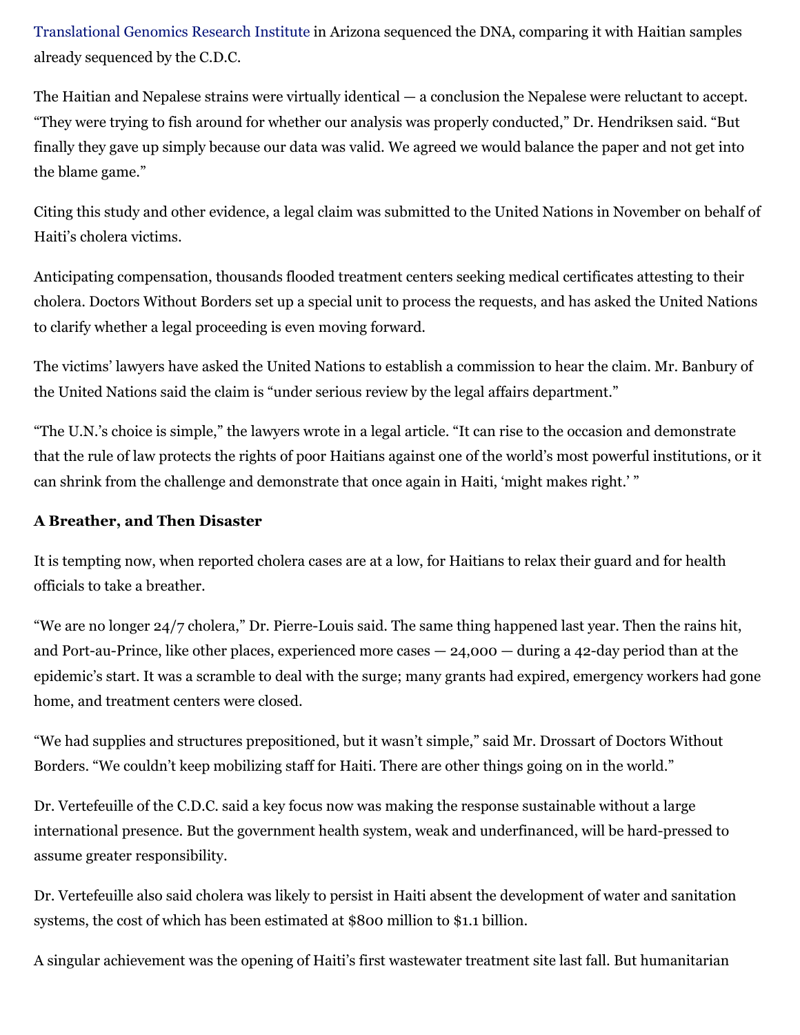Translational Genomics Research Institute in Arizona sequenced the DNA, comparing it with Haitian samples already sequenced by the C.D.C.

The Haitian and Nepalese strains were virtually identical — a conclusion the Nepalese were reluctant to accept. "They were trying to fish around for whether our analysis was properly conducted," Dr. Hendriksen said. "But finally they gave up simply because our data was valid. We agreed we would balance the paper and not get into the blame game."

Citing this study and other evidence, a legal claim was submitted to the United Nations in November on behalf of Haiti's cholera victims.

Anticipating compensation, thousands flooded treatment centers seeking medical certificates attesting to their cholera. Doctors Without Borders set up a special unit to process the requests, and has asked the United Nations to clarify whether a legal proceeding is even moving forward.

The victims' lawyers have asked the United Nations to establish a commission to hear the claim. Mr. Banbury of the United Nations said the claim is "under serious review by the legal affairs department."

"The U.N.'s choice is simple," the lawyers wrote in a legal article. "It can rise to the occasion and demonstrate that the rule of law protects the rights of poor Haitians against one of the world's most powerful institutions, or it can shrink from the challenge and demonstrate that once again in Haiti, 'might makes right.' "

**A Breather, and Then Disaster**

It is tempting now, when reported cholera cases are at a low, for Haitians to relax their guard and for health officials to take a breather.

"We are no longer 24/7 cholera," Dr. Pierre-Louis said. The same thing happened last year. Then the rains hit, and Port-au-Prince, like other places, experienced more cases — 24,000 — during a 42-day period than at the epidemic's start. It was a scramble to deal with the surge; many grants had expired, emergency workers had gone home, and treatment centers were closed.

"We had supplies and structures prepositioned, but it wasn't simple," said Mr. Drossart of Doctors Without Borders. "We couldn't keep mobilizing staff for Haiti. There are other things going on in the world."

Dr. Vertefeuille of the C.D.C. said a key focus now was making the response sustainable without a large international presence. But the government health system, weak and underfinanced, will be hard-pressed to assume greater responsibility.

Dr. Vertefeuille also said cholera was likely to persist in Haiti absent the development of water and sanitation systems, the cost of which has been estimated at $800 million to $1.1 billion.

A singular achievement was the opening of Haiti's first wastewater treatment site last fall. But humanitarian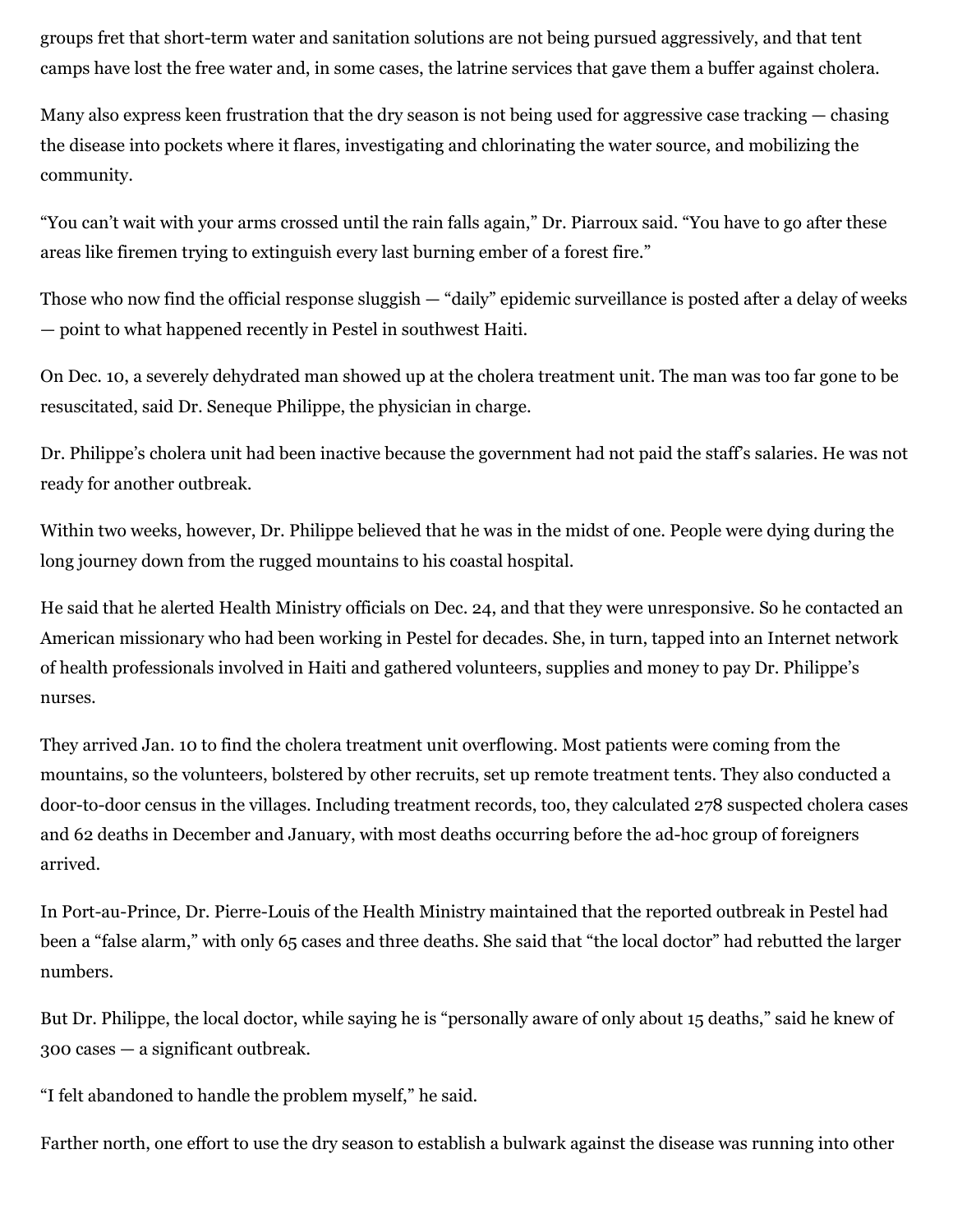groups fret that short-term water and sanitation solutions are not being pursued aggressively, and that tent camps have lost the free water and, in some cases, the latrine services that gave them a buffer against cholera.

Many also express keen frustration that the dry season is not being used for aggressive case tracking — chasing the disease into pockets where it flares, investigating and chlorinating the water source, and mobilizing the community.

"You can't wait with your arms crossed until the rain falls again," Dr. Piarroux said. "You have to go after these areas like firemen trying to extinguish every last burning ember of a forest fire."

Those who now find the official response sluggish — "daily" epidemic surveillance is posted after a delay of weeks — point to what happened recently in Pestel in southwest Haiti.

On Dec. 10, a severely dehydrated man showed up at the cholera treatment unit. The man was too far gone to be resuscitated, said Dr. Seneque Philippe, the physician in charge.

Dr. Philippe's cholera unit had been inactive because the government had not paid the staff's salaries. He was not ready for another outbreak.

Within two weeks, however, Dr. Philippe believed that he was in the midst of one. People were dying during the long journey down from the rugged mountains to his coastal hospital.

He said that he alerted Health Ministry officials on Dec. 24, and that they were unresponsive. So he contacted an American missionary who had been working in Pestel for decades. She, in turn, tapped into an Internet network of health professionals involved in Haiti and gathered volunteers, supplies and money to pay Dr. Philippe's nurses.

They arrived Jan. 10 to find the cholera treatment unit overflowing. Most patients were coming from the mountains, so the volunteers, bolstered by other recruits, set up remote treatment tents. They also conducted a door-to-door census in the villages. Including treatment records, too, they calculated 278 suspected cholera cases and 62 deaths in December and January, with most deaths occurring before the ad-hoc group of foreigners arrived.

In Port-au-Prince, Dr. Pierre-Louis of the Health Ministry maintained that the reported outbreak in Pestel had been a "false alarm," with only 65 cases and three deaths. She said that "the local doctor" had rebutted the larger numbers.

But Dr. Philippe, the local doctor, while saying he is "personally aware of only about 15 deaths," said he knew of 300 cases — a significant outbreak.

"I felt abandoned to handle the problem myself," he said.

Farther north, one effort to use the dry season to establish a bulwark against the disease was running into other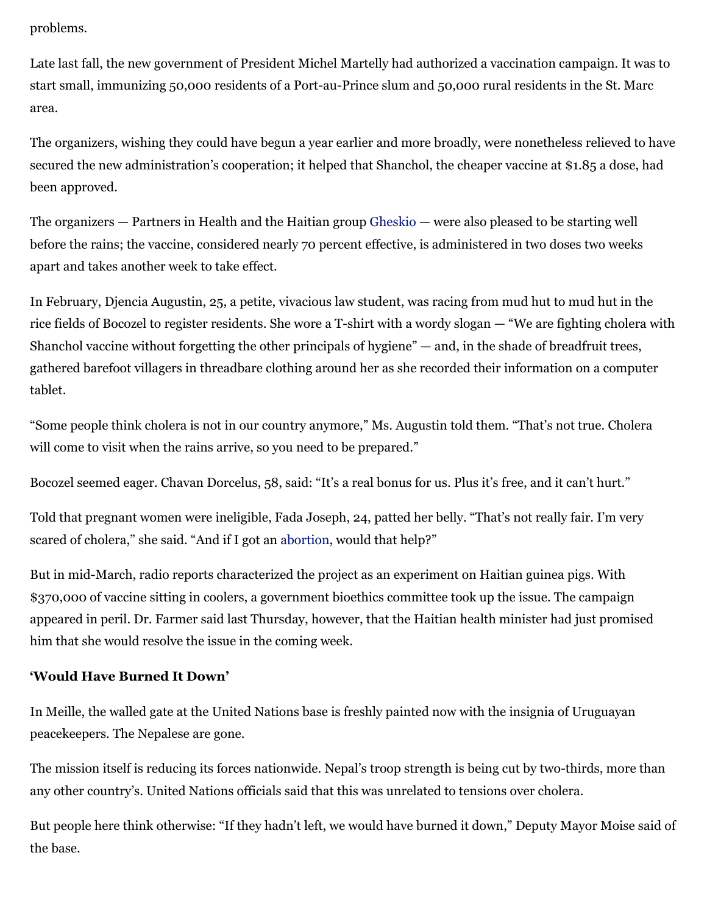problems.

Late last fall, the new government of President Michel Martelly had authorized a vaccination campaign. It was to start small, immunizing 50,000 residents of a Port-au-Prince slum and 50,000 rural residents in the St. Marc area.

The organizers, wishing they could have begun a year earlier and more broadly, were nonetheless relieved to have secured the new administration's cooperation; it helped that Shanchol, the cheaper vaccine at $1.85 a dose, had been approved.

The organizers — Partners in Health and the Haitian group Gheskio — were also pleased to be starting well before the rains; the vaccine, considered nearly 70 percent effective, is administered in two doses two weeks apart and takes another week to take effect.

In February, Djencia Augustin, 25, a petite, vivacious law student, was racing from mud hut to mud hut in the rice fields of Bocozel to register residents. She wore a T-shirt with a wordy slogan — "We are fighting cholera with Shanchol vaccine without forgetting the other principals of hygiene" — and, in the shade of breadfruit trees, gathered barefoot villagers in threadbare clothing around her as she recorded their information on a computer tablet.

"Some people think cholera is not in our country anymore," Ms. Augustin told them. "That's not true. Cholera will come to visit when the rains arrive, so you need to be prepared."

Bocozel seemed eager. Chavan Dorcelus, 58, said: "It's a real bonus for us. Plus it's free, and it can't hurt."

Told that pregnant women were ineligible, Fada Joseph, 24, patted her belly. "That's not really fair. I'm very scared of cholera," she said. "And if I got an abortion, would that help?"

But in mid-March, radio reports characterized the project as an experiment on Haitian guinea pigs. With $370,000 of vaccine sitting in coolers, a government bioethics committee took up the issue. The campaign appeared in peril. Dr. Farmer said last Thursday, however, that the Haitian health minister had just promised him that she would resolve the issue in the coming week.

**'Would Have Burned It Down'**

In Meille, the walled gate at the United Nations base is freshly painted now with the insignia of Uruguayan peacekeepers. The Nepalese are gone.

The mission itself is reducing its forces nationwide. Nepal's troop strength is being cut by two-thirds, more than any other country's. United Nations officials said that this was unrelated to tensions over cholera.

But people here think otherwise: "If they hadn't left, we would have burned it down," Deputy Mayor Moise said of the base.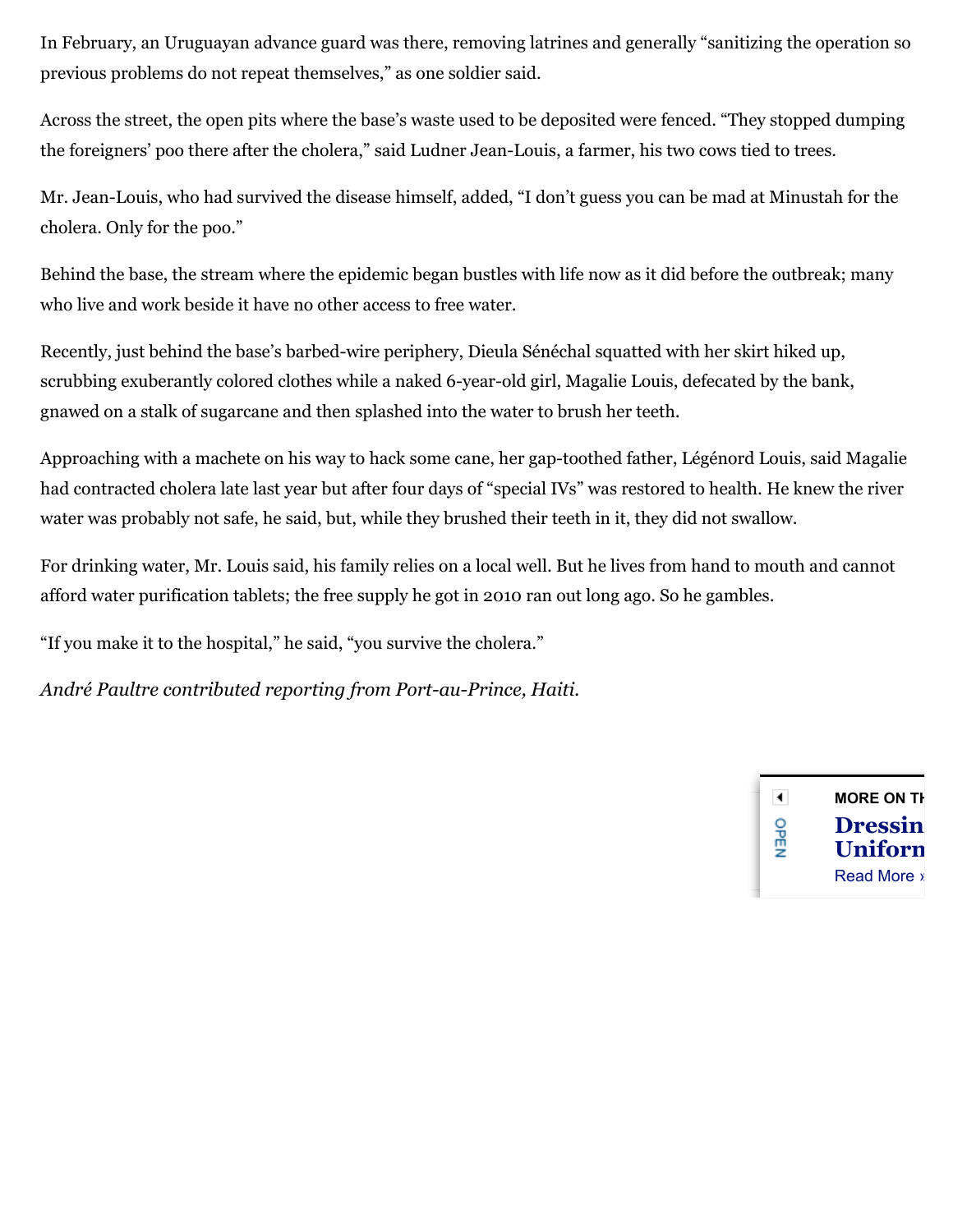In February, an Uruguayan advance guard was there, removing latrines and generally "sanitizing the operation so previous problems do not repeat themselves," as one soldier said.

Across the street, the open pits where the base's waste used to be deposited were fenced. "They stopped dumping the foreigners' poo there after the cholera," said Ludner Jean-Louis, a farmer, his two cows tied to trees.

Mr. Jean-Louis, who had survived the disease himself, added, "I don't guess you can be mad at Minustah for the cholera. Only for the poo."

Behind the base, the stream where the epidemic began bustles with life now as it did before the outbreak; many who live and work beside it have no other access to free water.

Recently, just behind the base's barbed-wire periphery, Dieula Sénéchal squatted with her skirt hiked up, scrubbing exuberantly colored clothes while a naked 6-year-old girl, Magalie Louis, defecated by the bank, gnawed on a stalk of sugarcane and then splashed into the water to brush her teeth.

Approaching with a machete on his way to hack some cane, her gap-toothed father, Légénord Louis, said Magalie had contracted cholera late last year but after four days of "special IVs" was restored to health. He knew the river water was probably not safe, he said, but, while they brushed their teeth in it, they did not swallow.

For drinking water, Mr. Louis said, his family relies on a local well. But he lives from hand to mouth and cannot afford water purification tablets; the free supply he got in 2010 ran out long ago. So he gambles.

"If you make it to the hospital," he said, "you survive the cholera."

*André Paultre contributed reporting from Port-au-Prince, Haiti.*